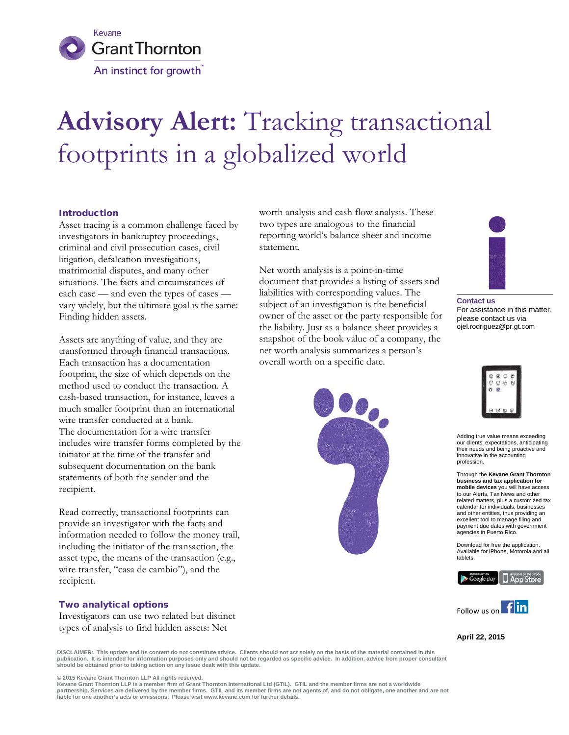Kevane Grant Thornton

An instinct for growth™

# Advisory Alert: Tracking transactional footprints in a globalized world

## Introduction

Asset tracing is a common challenge faced by investigators in bankruptcy proceedings, criminal and civil prosecution cases, civil litigation, defalcation investigations, matrimonial disputes, and many other situations. The facts and circumstances of each case — and even the types of cases — vary widely, but the ultimate goal is the same: Finding hidden assets.

Assets are anything of value, and they are transformed through financial transactions. Each transaction has a documentation footprint, the size of which depends on the method used to conduct the transaction. A cash-based transaction, for instance, leaves a much smaller footprint than an international wire transfer conducted at a bank. The documentation for a wire transfer includes wire transfer forms completed by the initiator at the time of the transfer and subsequent documentation on the bank statements of both the sender and the recipient.

Read correctly, transactional footprints can provide an investigator with the facts and information needed to follow the money trail, including the initiator of the transaction, the asset type, the means of the transaction (e.g., wire transfer, "casa de cambio"), and the recipient.

## Two analytical options

Investigators can use two related but distinct types of analysis to find hidden assets: Net worth analysis and cash flow analysis. These two types are analogous to the financial reporting world's balance sheet and income statement.

Net worth analysis is a point-in-time document that provides a listing of assets and liabilities with corresponding values. The subject of an investigation is the beneficial owner of the asset or the party responsible for the liability. Just as a balance sheet provides a snapshot of the book value of a company, the net worth analysis summarizes a person's overall worth on a specific date.

**Contact us**
For assistance in this matter, please contact us via ojel.rodriguez@pr.gt.com

Adding true value means exceeding our clients' expectations, anticipating their needs and being proactive and innovative in the accounting profession.

Through the **Kevane Grant Thornton business and tax application for mobile devices** you will have access to our Alerts, Tax News and other related matters, plus a customized tax calendar for individuals, businesses and other entities, thus providing an excellent tool to manage filing and payment due dates with government agencies in Puerto Rico.

Download for free the application. Available for iPhone, Motorola and all tablets.

Follow us on

**April 22, 2015**

**DISCLAIMER: This update and its content do not constitute advice. Clients should not act solely on the basis of the material contained in this publication. It is intended for information purposes only and should not be regarded as specific advice. In addition, advice from proper consultant should be obtained prior to taking action on any issue dealt with this update.**

**© 2015 Kevane Grant Thornton LLP All rights reserved.**
**Kevane Grant Thornton LLP is a member firm of Grant Thornton International Ltd (GTIL). GTIL and the member firms are not a worldwide partnership. Services are delivered by the member firms. GTIL and its member firms are not agents of, and do not obligate, one another and are not liable for one another's acts or omissions. Please visit www.kevane.com for further details.**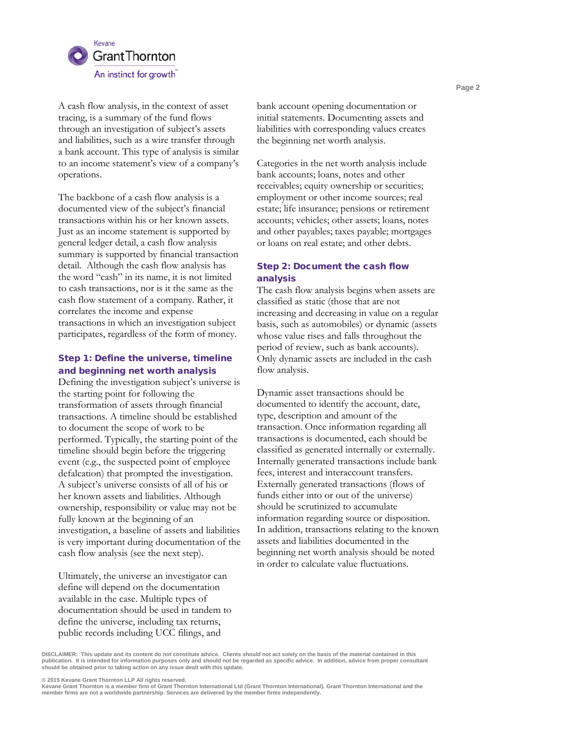A cash flow analysis, in the context of asset tracing, is a summary of the fund flows through an investigation of subject's assets and liabilities, such as a wire transfer through a bank account. This type of analysis is similar to an income statement's view of a company's operations.

The backbone of a cash flow analysis is a documented view of the subject's financial transactions within his or her known assets. Just as an income statement is supported by general ledger detail, a cash flow analysis summary is supported by financial transaction detail. Although the cash flow analysis has the word "cash" in its name, it is not limited to cash transactions, nor is it the same as the cash flow statement of a company. Rather, it correlates the income and expense transactions in which an investigation subject participates, regardless of the form of money.

### Step 1: Define the universe, timeline and beginning net worth analysis

Defining the investigation subject's universe is the starting point for following the transformation of assets through financial transactions. A timeline should be established to document the scope of work to be performed. Typically, the starting point of the timeline should begin before the triggering event (e.g., the suspected point of employee defalcation) that prompted the investigation. A subject's universe consists of all of his or her known assets and liabilities. Although ownership, responsibility or value may not be fully known at the beginning of an investigation, a baseline of assets and liabilities is very important during documentation of the cash flow analysis (see the next step).

Ultimately, the universe an investigator can define will depend on the documentation available in the case. Multiple types of documentation should be used in tandem to define the universe, including tax returns, public records including UCC filings, and bank account opening documentation or initial statements. Documenting assets and liabilities with corresponding values creates the beginning net worth analysis.

Categories in the net worth analysis include bank accounts; loans, notes and other receivables; equity ownership or securities; employment or other income sources; real estate; life insurance; pensions or retirement accounts; vehicles; other assets; loans, notes and other payables; taxes payable; mortgages or loans on real estate; and other debts.

### Step 2: Document the cash flow analysis

The cash flow analysis begins when assets are classified as static (those that are not increasing and decreasing in value on a regular basis, such as automobiles) or dynamic (assets whose value rises and falls throughout the period of review, such as bank accounts). Only dynamic assets are included in the cash flow analysis.

Dynamic asset transactions should be documented to identify the account, date, type, description and amount of the transaction. Once information regarding all transactions is documented, each should be classified as generated internally or externally. Internally generated transactions include bank fees, interest and interaccount transfers. Externally generated transactions (flows of funds either into or out of the universe) should be scrutinized to accumulate information regarding source or disposition. In addition, transactions relating to the known assets and liabilities documented in the beginning net worth analysis should be noted in order to calculate value fluctuations.

DISCLAIMER: This update and its content do not constitute advice. Clients should not act solely on the basis of the material contained in this publication. It is intended for information purposes only and should not be regarded as specific advice. In addition, advice from proper consultant should be obtained prior to taking action on any issue dealt with this update.

© 2015 Kevane Grant Thornton LLP All rights reserved.
Kevane Grant Thornton is a member firm of Grant Thornton International Ltd (Grant Thornton International). Grant Thornton International and the member firms are not a worldwide partnership. Services are delivered by the member firms independently.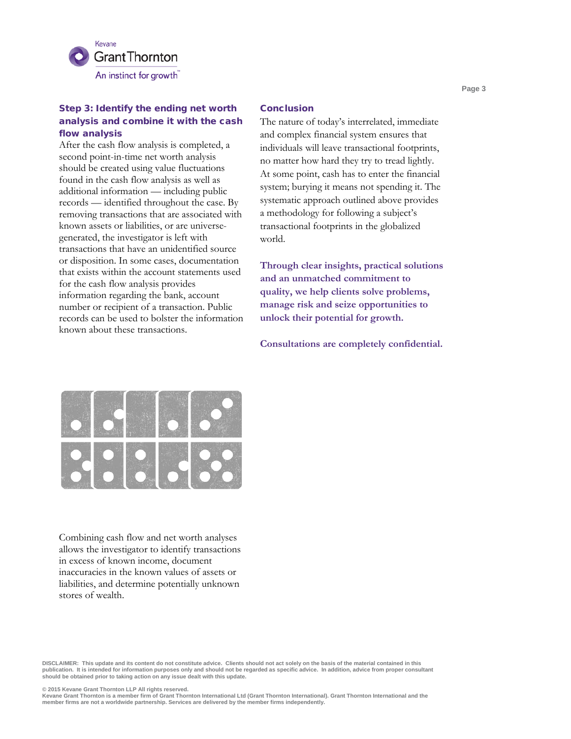### Step 3: Identify the ending net worth analysis and combine it with the cash flow analysis

After the cash flow analysis is completed, a second point-in-time net worth analysis should be created using value fluctuations found in the cash flow analysis as well as additional information — including public records — identified throughout the case. By removing transactions that are associated with known assets or liabilities, or are universe-generated, the investigator is left with transactions that have an unidentified source or disposition. In some cases, documentation that exists within the account statements used for the cash flow analysis provides information regarding the bank, account number or recipient of a transaction. Public records can be used to bolster the information known about these transactions.

Combining cash flow and net worth analyses allows the investigator to identify transactions in excess of known income, document inaccuracies in the known values of assets or liabilities, and determine potentially unknown stores of wealth.

### Conclusion

The nature of today's interrelated, immediate and complex financial system ensures that individuals will leave transactional footprints, no matter how hard they try to tread lightly. At some point, cash has to enter the financial system; burying it means not spending it. The systematic approach outlined above provides a methodology for following a subject's transactional footprints in the globalized world.

**Through clear insights, practical solutions and an unmatched commitment to quality, we help clients solve problems, manage risk and seize opportunities to unlock their potential for growth.**

**Consultations are completely confidential.**

DISCLAIMER: This update and its content do not constitute advice. Clients should not act solely on the basis of the material contained in this publication. It is intended for information purposes only and should not be regarded as specific advice. In addition, advice from proper consultant should be obtained prior to taking action on any issue dealt with this update.

© 2015 Kevane Grant Thornton LLP All rights reserved.
Kevane Grant Thornton is a member firm of Grant Thornton International Ltd (Grant Thornton International). Grant Thornton International and the member firms are not a worldwide partnership. Services are delivered by the member firms independently.